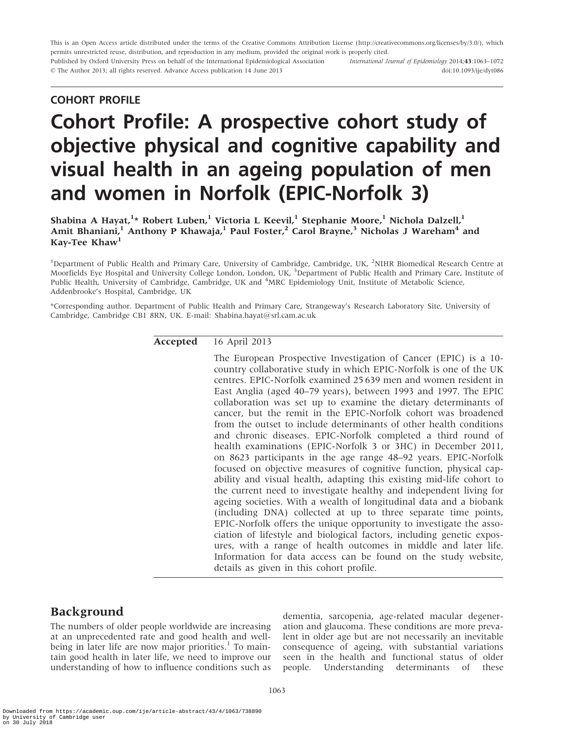This is an Open Access article distributed under the terms of the Creative Commons Attribution License (http://creativecommons.org/licenses/by/3.0/), which permits unrestricted reuse, distribution, and reproduction in any medium, provided the original work is properly cited.

Published by Oxford University Press on behalf of the International Epidemiological Association
© The Author 2013; all rights reserved. Advance Access publication 14 June 2013

*International Journal of Epidemiology* 2014;**43**:1063–1072
doi:10.1093/ije/dyt086

**COHORT PROFILE**

# Cohort Profile: A prospective cohort study of objective physical and cognitive capability and visual health in an ageing population of men and women in Norfolk (EPIC-Norfolk 3)

**Shabina A Hayat,[1]\* Robert Luben,[1] Victoria L Keevil,[1] Stephanie Moore,[1] Nichola Dalzell,[1] Amit Bhaniani,[1] Anthony P Khawaja,[1] Paul Foster,[2] Carol Brayne,[3] Nicholas J Wareham[4] and Kay-Tee Khaw[1]**

[1]Department of Public Health and Primary Care, University of Cambridge, Cambridge, UK, [2]NIHR Biomedical Research Centre at Moorfields Eye Hospital and University College London, London, UK, [3]Department of Public Health and Primary Care, Institute of Public Health, University of Cambridge, Cambridge, UK and [4]MRC Epidemiology Unit, Institute of Metabolic Science, Addenbrooke's Hospital, Cambridge, UK

\*Corresponding author. Department of Public Health and Primary Care, Strangeway's Research Laboratory Site, University of Cambridge, Cambridge CB1 8RN, UK. E-mail: Shabina.hayat@srl.cam.ac.uk

**Accepted** 16 April 2013

The European Prospective Investigation of Cancer (EPIC) is a 10-country collaborative study in which EPIC-Norfolk is one of the UK centres. EPIC-Norfolk examined 25 639 men and women resident in East Anglia (aged 40–79 years), between 1993 and 1997. The EPIC collaboration was set up to examine the dietary determinants of cancer, but the remit in the EPIC-Norfolk cohort was broadened from the outset to include determinants of other health conditions and chronic diseases. EPIC-Norfolk completed a third round of health examinations (EPIC-Norfolk 3 or 3HC) in December 2011, on 8623 participants in the age range 48–92 years. EPIC-Norfolk focused on objective measures of cognitive function, physical capability and visual health, adapting this existing mid-life cohort to the current need to investigate healthy and independent living for ageing societies. With a wealth of longitudinal data and a biobank (including DNA) collected at up to three separate time points, EPIC-Norfolk offers the unique opportunity to investigate the association of lifestyle and biological factors, including genetic exposures, with a range of health outcomes in middle and later life. Information for data access can be found on the study website, details as given in this cohort profile.

## Background

The numbers of older people worldwide are increasing at an unprecedented rate and good health and well-being in later life are now major priorities.[1] To maintain good health in later life, we need to improve our understanding of how to influence conditions such as dementia, sarcopenia, age-related macular degeneration and glaucoma. These conditions are more prevalent in older age but are not necessarily an inevitable consequence of ageing, with substantial variations seen in the health and functional status of older people. Understanding determinants of these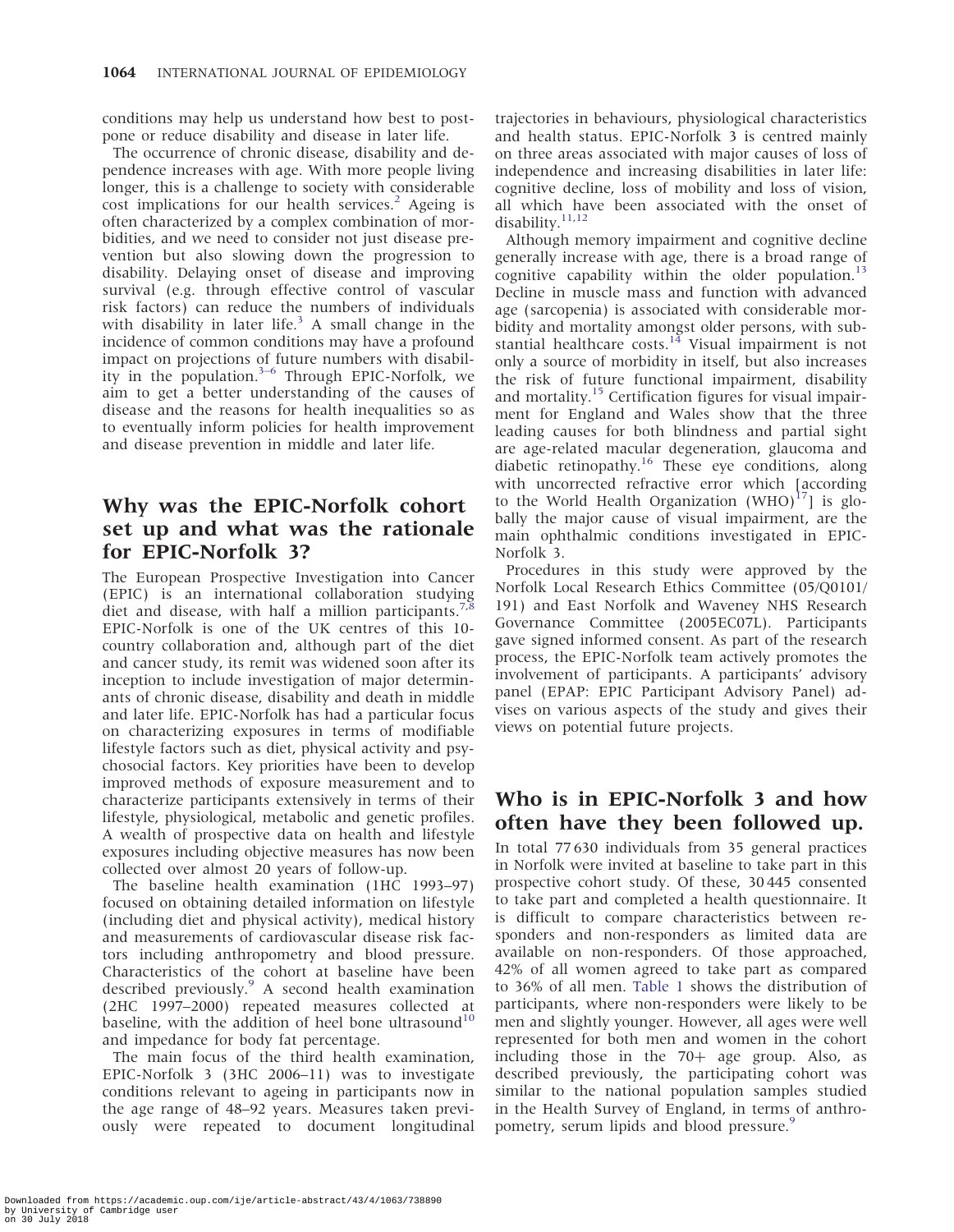conditions may help us understand how best to postpone or reduce disability and disease in later life.

The occurrence of chronic disease, disability and dependence increases with age. With more people living longer, this is a challenge to society with considerable cost implications for our health services.[2] Ageing is often characterized by a complex combination of morbidities, and we need to consider not just disease prevention but also slowing down the progression to disability. Delaying onset of disease and improving survival (e.g. through effective control of vascular risk factors) can reduce the numbers of individuals with disability in later life.[3] A small change in the incidence of common conditions may have a profound impact on projections of future numbers with disability in the population.[3–6] Through EPIC-Norfolk, we aim to get a better understanding of the causes of disease and the reasons for health inequalities so as to eventually inform policies for health improvement and disease prevention in middle and later life.

## Why was the EPIC-Norfolk cohort set up and what was the rationale for EPIC-Norfolk 3?

The European Prospective Investigation into Cancer (EPIC) is an international collaboration studying diet and disease, with half a million participants.[7,8] EPIC-Norfolk is one of the UK centres of this 10-country collaboration and, although part of the diet and cancer study, its remit was widened soon after its inception to include investigation of major determinants of chronic disease, disability and death in middle and later life. EPIC-Norfolk has had a particular focus on characterizing exposures in terms of modifiable lifestyle factors such as diet, physical activity and psychosocial factors. Key priorities have been to develop improved methods of exposure measurement and to characterize participants extensively in terms of their lifestyle, physiological, metabolic and genetic profiles. A wealth of prospective data on health and lifestyle exposures including objective measures has now been collected over almost 20 years of follow-up.

The baseline health examination (1HC 1993–97) focused on obtaining detailed information on lifestyle (including diet and physical activity), medical history and measurements of cardiovascular disease risk factors including anthropometry and blood pressure. Characteristics of the cohort at baseline have been described previously.[9] A second health examination (2HC 1997–2000) repeated measures collected at baseline, with the addition of heel bone ultrasound[10] and impedance for body fat percentage.

The main focus of the third health examination, EPIC-Norfolk 3 (3HC 2006–11) was to investigate conditions relevant to ageing in participants now in the age range of 48–92 years. Measures taken previously were repeated to document longitudinal trajectories in behaviours, physiological characteristics and health status. EPIC-Norfolk 3 is centred mainly on three areas associated with major causes of loss of independence and increasing disabilities in later life: cognitive decline, loss of mobility and loss of vision, all which have been associated with the onset of disability.[11,12]

Although memory impairment and cognitive decline generally increase with age, there is a broad range of cognitive capability within the older population.[13] Decline in muscle mass and function with advanced age (sarcopenia) is associated with considerable morbidity and mortality amongst older persons, with substantial healthcare costs.[14] Visual impairment is not only a source of morbidity in itself, but also increases the risk of future functional impairment, disability and mortality.[15] Certification figures for visual impairment for England and Wales show that the three leading causes for both blindness and partial sight are age-related macular degeneration, glaucoma and diabetic retinopathy.[16] These eye conditions, along with uncorrected refractive error which [according to the World Health Organization (WHO)[17]] is globally the major cause of visual impairment, are the main ophthalmic conditions investigated in EPIC-Norfolk 3.

Procedures in this study were approved by the Norfolk Local Research Ethics Committee (05/Q0101/191) and East Norfolk and Waveney NHS Research Governance Committee (2005EC07L). Participants gave signed informed consent. As part of the research process, the EPIC-Norfolk team actively promotes the involvement of participants. A participants' advisory panel (EPAP: EPIC Participant Advisory Panel) advises on various aspects of the study and gives their views on potential future projects.

## Who is in EPIC-Norfolk 3 and how often have they been followed up.

In total 77 630 individuals from 35 general practices in Norfolk were invited at baseline to take part in this prospective cohort study. Of these, 30 445 consented to take part and completed a health questionnaire. It is difficult to compare characteristics between responders and non-responders as limited data are available on non-responders. Of those approached, 42% of all women agreed to take part as compared to 36% of all men. Table 1 shows the distribution of participants, where non-responders were likely to be men and slightly younger. However, all ages were well represented for both men and women in the cohort including those in the 70+ age group. Also, as described previously, the participating cohort was similar to the national population samples studied in the Health Survey of England, in terms of anthropometry, serum lipids and blood pressure.[9]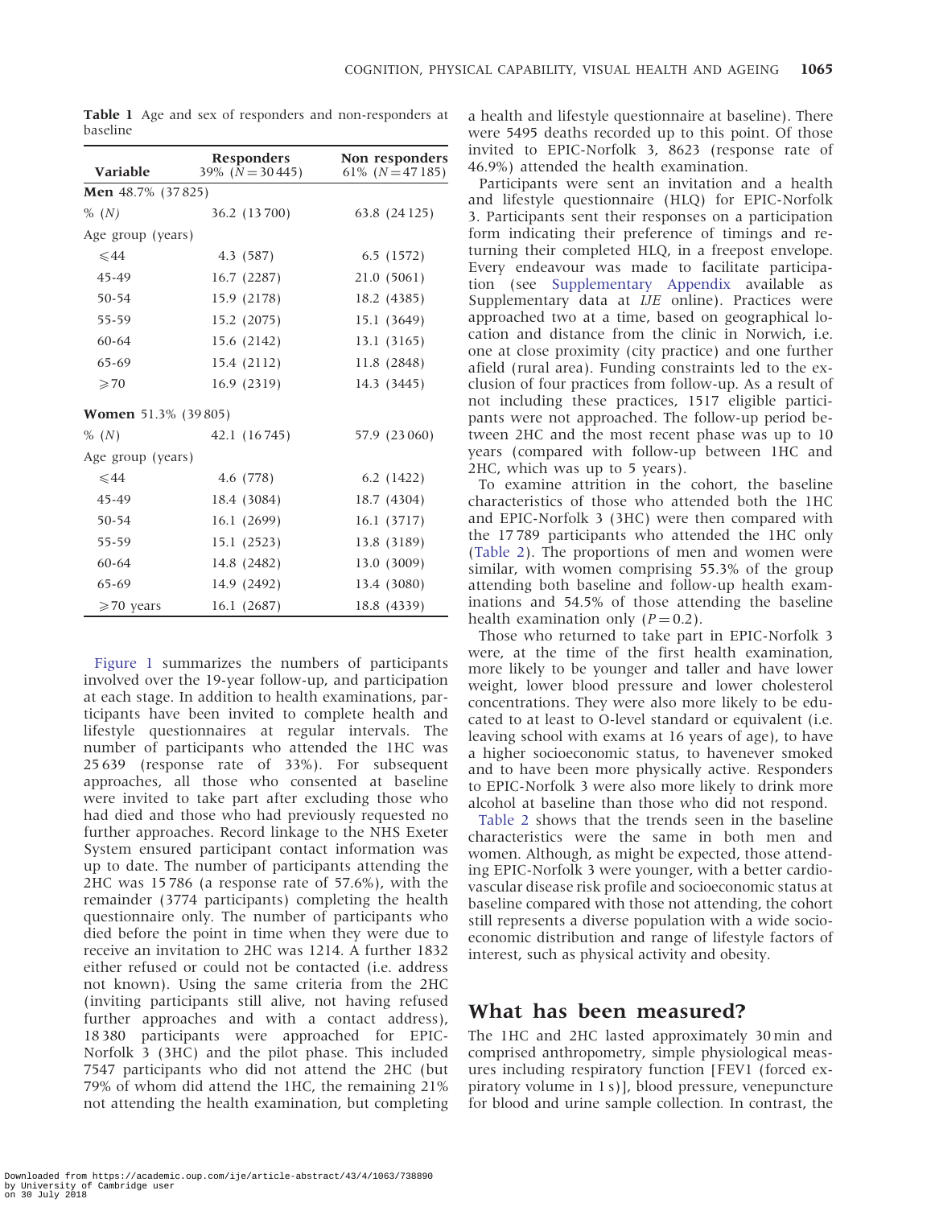**Table 1** Age and sex of responders and non-responders at baseline

| Variable | Responders 39% ($N = 30\,445$) | Non responders 61% ($N = 47\,185$) |
|---|---|---|
| **Men** 48.7% (37 825) | | |
| % (*N*) | 36.2 (13 700) | 63.8 (24 125) |
| Age group (years) | | |
| ⩽44 | 4.3 (587) | 6.5 (1572) |
| 45-49 | 16.7 (2287) | 21.0 (5061) |
| 50-54 | 15.9 (2178) | 18.2 (4385) |
| 55-59 | 15.2 (2075) | 15.1 (3649) |
| 60-64 | 15.6 (2142) | 13.1 (3165) |
| 65-69 | 15.4 (2112) | 11.8 (2848) |
| ⩾70 | 16.9 (2319) | 14.3 (3445) |
| **Women** 51.3% (39 805) | | |
| % (*N*) | 42.1 (16 745) | 57.9 (23 060) |
| Age group (years) | | |
| ⩽44 | 4.6 (778) | 6.2 (1422) |
| 45-49 | 18.4 (3084) | 18.7 (4304) |
| 50-54 | 16.1 (2699) | 16.1 (3717) |
| 55-59 | 15.1 (2523) | 13.8 (3189) |
| 60-64 | 14.8 (2482) | 13.0 (3009) |
| 65-69 | 14.9 (2492) | 13.4 (3080) |
| ⩾70 years | 16.1 (2687) | 18.8 (4339) |

Figure 1 summarizes the numbers of participants involved over the 19-year follow-up, and participation at each stage. In addition to health examinations, participants have been invited to complete health and lifestyle questionnaires at regular intervals. The number of participants who attended the 1HC was 25 639 (response rate of 33%). For subsequent approaches, all those who consented at baseline were invited to take part after excluding those who had died and those who had previously requested no further approaches. Record linkage to the NHS Exeter System ensured participant contact information was up to date. The number of participants attending the 2HC was 15 786 (a response rate of 57.6%), with the remainder (3774 participants) completing the health questionnaire only. The number of participants who died before the point in time when they were due to receive an invitation to 2HC was 1214. A further 1832 either refused or could not be contacted (i.e. address not known). Using the same criteria from the 2HC (inviting participants still alive, not having refused further approaches and with a contact address), 18 380 participants were approached for EPIC-Norfolk 3 (3HC) and the pilot phase. This included 7547 participants who did not attend the 2HC (but 79% of whom did attend the 1HC, the remaining 21% not attending the health examination, but completing a health and lifestyle questionnaire at baseline). There were 5495 deaths recorded up to this point. Of those invited to EPIC-Norfolk 3, 8623 (response rate of 46.9%) attended the health examination.

Participants were sent an invitation and a health and lifestyle questionnaire (HLQ) for EPIC-Norfolk 3. Participants sent their responses on a participation form indicating their preference of timings and returning their completed HLQ, in a freepost envelope. Every endeavour was made to facilitate participation (see Supplementary Appendix available as Supplementary data at *IJE* online). Practices were approached two at a time, based on geographical location and distance from the clinic in Norwich, i.e. one at close proximity (city practice) and one further afield (rural area). Funding constraints led to the exclusion of four practices from follow-up. As a result of not including these practices, 1517 eligible participants were not approached. The follow-up period between 2HC and the most recent phase was up to 10 years (compared with follow-up between 1HC and 2HC, which was up to 5 years).

To examine attrition in the cohort, the baseline characteristics of those who attended both the 1HC and EPIC-Norfolk 3 (3HC) were then compared with the 17 789 participants who attended the 1HC only (Table 2). The proportions of men and women were similar, with women comprising 55.3% of the group attending both baseline and follow-up health examinations and 54.5% of those attending the baseline health examination only ($P = 0.2$).

Those who returned to take part in EPIC-Norfolk 3 were, at the time of the first health examination, more likely to be younger and taller and have lower weight, lower blood pressure and lower cholesterol concentrations. They were also more likely to be educated to at least to O-level standard or equivalent (i.e. leaving school with exams at 16 years of age), to have a higher socioeconomic status, to havenever smoked and to have been more physically active. Responders to EPIC-Norfolk 3 were also more likely to drink more alcohol at baseline than those who did not respond.

Table 2 shows that the trends seen in the baseline characteristics were the same in both men and women. Although, as might be expected, those attending EPIC-Norfolk 3 were younger, with a better cardiovascular disease risk profile and socioeconomic status at baseline compared with those not attending, the cohort still represents a diverse population with a wide socioeconomic distribution and range of lifestyle factors of interest, such as physical activity and obesity.

## What has been measured?

The 1HC and 2HC lasted approximately 30 min and comprised anthropometry, simple physiological measures including respiratory function [FEV1 (forced expiratory volume in 1 s)], blood pressure, venepuncture for blood and urine sample collection. In contrast, the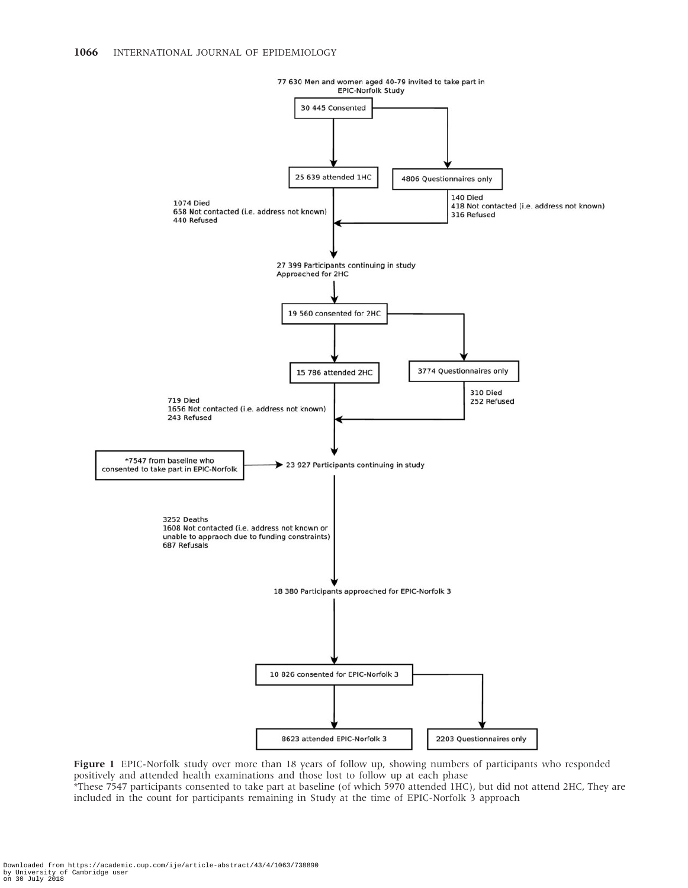77 630 Men and women aged 40-79 invited to take part in EPIC-Norfolk Study

30 445 Consented

25 639 attended 1HC

4806 Questionnaires only

1074 Died
658 Not contacted (i.e. address not known)
440 Refused

140 Died
418 Not contacted (i.e. address not known)
316 Refused

27 399 Participants continuing in study
Approached for 2HC

19 560 consented for 2HC

15 786 attended 2HC

3774 Questionnaires only

719 Died
1656 Not contacted (i.e. address not known)
243 Refused

310 Died
252 Refused

*7547 from baseline who consented to take part in EPIC-Norfolk

23 927 Participants continuing in study

3252 Deaths
1608 Not contacted (i.e. address not known or unable to appraoch due to funding constraints)
687 Refusals

18 380 Participants approached for EPIC-Norfolk 3

10 826 consented for EPIC-Norfolk 3

8623 attended EPIC-Norfolk 3

2203 Questionnaires only

**Figure 1** EPIC-Norfolk study over more than 18 years of follow up, showing numbers of participants who responded positively and attended health examinations and those lost to follow up at each phase
*These 7547 participants consented to take part at baseline (of which 5970 attended 1HC), but did not attend 2HC, They are included in the count for participants remaining in Study at the time of EPIC-Norfolk 3 approach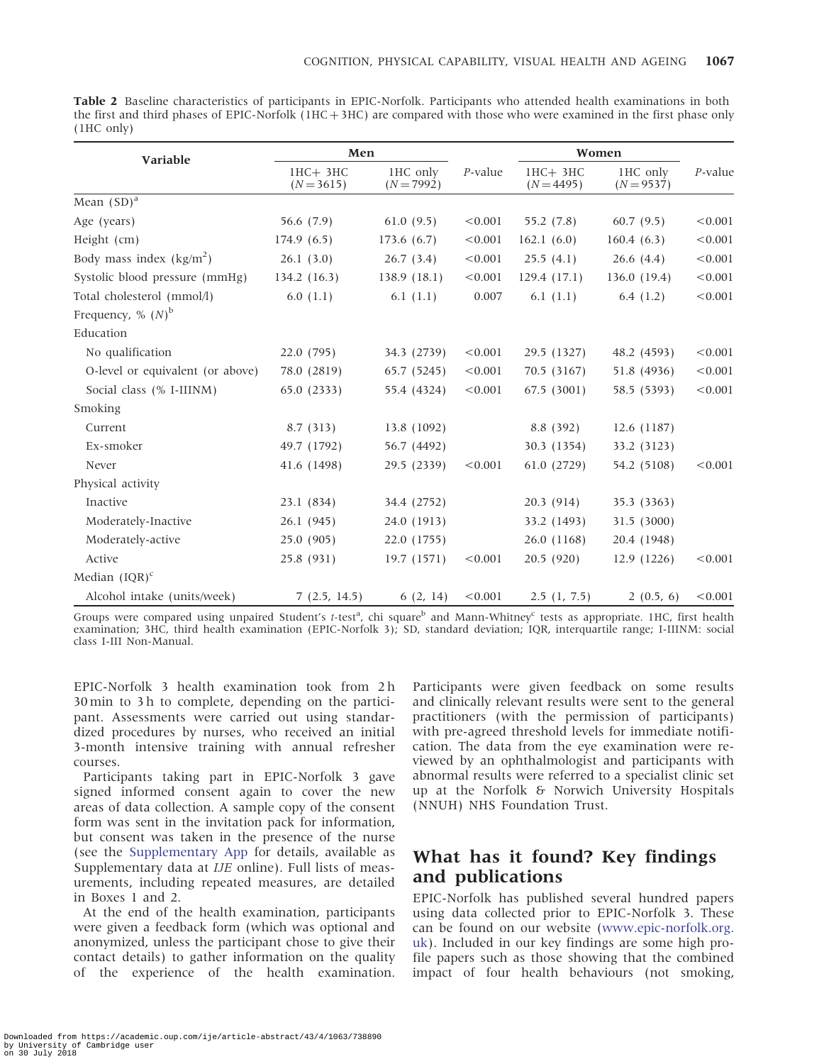**Table 2** Baseline characteristics of participants in EPIC-Norfolk. Participants who attended health examinations in both the first and third phases of EPIC-Norfolk (1HC + 3HC) are compared with those who were examined in the first phase only (1HC only)

| Variable | Men | | | Women | | |
|---|---|---|---|---|---|---|
| | 1HC+ 3HC ($N = 3615$) | 1HC only ($N = 7992$) | *P*-value | 1HC+ 3HC ($N = 4495$) | 1HC only ($N = 9537$) | *P*-value |
| Mean (SD)[a] | | | | | | |
| Age (years) | 56.6 (7.9) | 61.0 (9.5) | <0.001 | 55.2 (7.8) | 60.7 (9.5) | <0.001 |
| Height (cm) | 174.9 (6.5) | 173.6 (6.7) | <0.001 | 162.1 (6.0) | 160.4 (6.3) | <0.001 |
| Body mass index (kg/m$^2$) | 26.1 (3.0) | 26.7 (3.4) | <0.001 | 25.5 (4.1) | 26.6 (4.4) | <0.001 |
| Systolic blood pressure (mmHg) | 134.2 (16.3) | 138.9 (18.1) | <0.001 | 129.4 (17.1) | 136.0 (19.4) | <0.001 |
| Total cholesterol (mmol/l) | 6.0 (1.1) | 6.1 (1.1) | 0.007 | 6.1 (1.1) | 6.4 (1.2) | <0.001 |
| Frequency, % (*N*)[b] | | | | | | |
| Education | | | | | | |
| No qualification | 22.0 (795) | 34.3 (2739) | <0.001 | 29.5 (1327) | 48.2 (4593) | <0.001 |
| O-level or equivalent (or above) | 78.0 (2819) | 65.7 (5245) | <0.001 | 70.5 (3167) | 51.8 (4936) | <0.001 |
| Social class (% I-IIINM) | 65.0 (2333) | 55.4 (4324) | <0.001 | 67.5 (3001) | 58.5 (5393) | <0.001 |
| Smoking | | | | | | |
| Current | 8.7 (313) | 13.8 (1092) | | 8.8 (392) | 12.6 (1187) | |
| Ex-smoker | 49.7 (1792) | 56.7 (4492) | | 30.3 (1354) | 33.2 (3123) | |
| Never | 41.6 (1498) | 29.5 (2339) | <0.001 | 61.0 (2729) | 54.2 (5108) | <0.001 |
| Physical activity | | | | | | |
| Inactive | 23.1 (834) | 34.4 (2752) | | 20.3 (914) | 35.3 (3363) | |
| Moderately-Inactive | 26.1 (945) | 24.0 (1913) | | 33.2 (1493) | 31.5 (3000) | |
| Moderately-active | 25.0 (905) | 22.0 (1755) | | 26.0 (1168) | 20.4 (1948) | |
| Active | 25.8 (931) | 19.7 (1571) | <0.001 | 20.5 (920) | 12.9 (1226) | <0.001 |
| Median (IQR)[c] | | | | | | |
| Alcohol intake (units/week) | 7 (2.5, 14.5) | 6 (2, 14) | <0.001 | 2.5 (1, 7.5) | 2 (0.5, 6) | <0.001 |

Groups were compared using unpaired Student's *t*-test[a], chi square[b] and Mann-Whitney[c] tests as appropriate. 1HC, first health examination; 3HC, third health examination (EPIC-Norfolk 3); SD, standard deviation; IQR, interquartile range; I-IIINM: social class I-III Non-Manual.

EPIC-Norfolk 3 health examination took from 2 h 30 min to 3 h to complete, depending on the participant. Assessments were carried out using standardized procedures by nurses, who received an initial 3-month intensive training with annual refresher courses.

Participants taking part in EPIC-Norfolk 3 gave signed informed consent again to cover the new areas of data collection. A sample copy of the consent form was sent in the invitation pack for information, but consent was taken in the presence of the nurse (see the Supplementary App for details, available as Supplementary data at *IJE* online). Full lists of measurements, including repeated measures, are detailed in Boxes 1 and 2.

At the end of the health examination, participants were given a feedback form (which was optional and anonymized, unless the participant chose to give their contact details) to gather information on the quality of the experience of the health examination. Participants were given feedback on some results and clinically relevant results were sent to the general practitioners (with the permission of participants) with pre-agreed threshold levels for immediate notification. The data from the eye examination were reviewed by an ophthalmologist and participants with abnormal results were referred to a specialist clinic set up at the Norfolk & Norwich University Hospitals (NNUH) NHS Foundation Trust.

## What has it found? Key findings and publications

EPIC-Norfolk has published several hundred papers using data collected prior to EPIC-Norfolk 3. These can be found on our website (www.epic-norfolk.org.uk). Included in our key findings are some high profile papers such as those showing that the combined impact of four health behaviours (not smoking,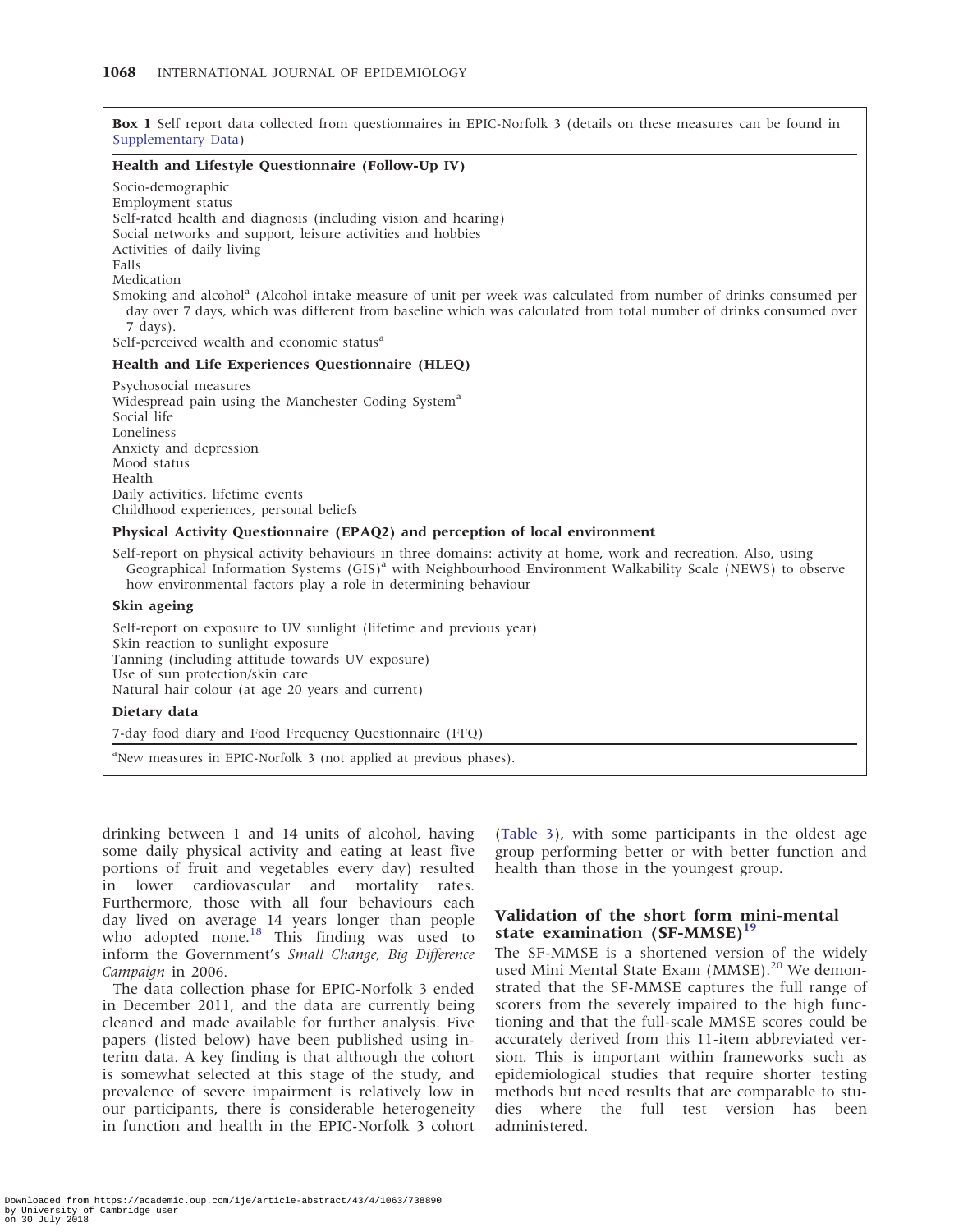**Box 1** Self report data collected from questionnaires in EPIC-Norfolk 3 (details on these measures can be found in Supplementary Data)

**Health and Lifestyle Questionnaire (Follow-Up IV)**

Socio-demographic
Employment status
Self-rated health and diagnosis (including vision and hearing)
Social networks and support, leisure activities and hobbies
Activities of daily living
Falls
Medication
Smoking and alcohol[a] (Alcohol intake measure of unit per week was calculated from number of drinks consumed per day over 7 days, which was different from baseline which was calculated from total number of drinks consumed over 7 days).
Self-perceived wealth and economic status[a]

**Health and Life Experiences Questionnaire (HLEQ)**

Psychosocial measures
Widespread pain using the Manchester Coding System[a]
Social life
Loneliness
Anxiety and depression
Mood status
Health
Daily activities, lifetime events
Childhood experiences, personal beliefs

**Physical Activity Questionnaire (EPAQ2) and perception of local environment**

Self-report on physical activity behaviours in three domains: activity at home, work and recreation. Also, using Geographical Information Systems (GIS)[a] with Neighbourhood Environment Walkability Scale (NEWS) to observe how environmental factors play a role in determining behaviour

**Skin ageing**

Self-report on exposure to UV sunlight (lifetime and previous year)
Skin reaction to sunlight exposure
Tanning (including attitude towards UV exposure)
Use of sun protection/skin care
Natural hair colour (at age 20 years and current)

**Dietary data**

7-day food diary and Food Frequency Questionnaire (FFQ)

[a]New measures in EPIC-Norfolk 3 (not applied at previous phases).

drinking between 1 and 14 units of alcohol, having some daily physical activity and eating at least five portions of fruit and vegetables every day) resulted in lower cardiovascular and mortality rates. Furthermore, those with all four behaviours each day lived on average 14 years longer than people who adopted none.[18] This finding was used to inform the Government's *Small Change, Big Difference Campaign* in 2006.

The data collection phase for EPIC-Norfolk 3 ended in December 2011, and the data are currently being cleaned and made available for further analysis. Five papers (listed below) have been published using interim data. A key finding is that although the cohort is somewhat selected at this stage of the study, and prevalence of severe impairment is relatively low in our participants, there is considerable heterogeneity in function and health in the EPIC-Norfolk 3 cohort (Table 3), with some participants in the oldest age group performing better or with better function and health than those in the youngest group.

## Validation of the short form mini-mental state examination (SF-MMSE)[19]

The SF-MMSE is a shortened version of the widely used Mini Mental State Exam (MMSE).[20] We demonstrated that the SF-MMSE captures the full range of scorers from the severely impaired to the high functioning and that the full-scale MMSE scores could be accurately derived from this 11-item abbreviated version. This is important within frameworks such as epidemiological studies that require shorter testing methods but need results that are comparable to studies where the full test version has been administered.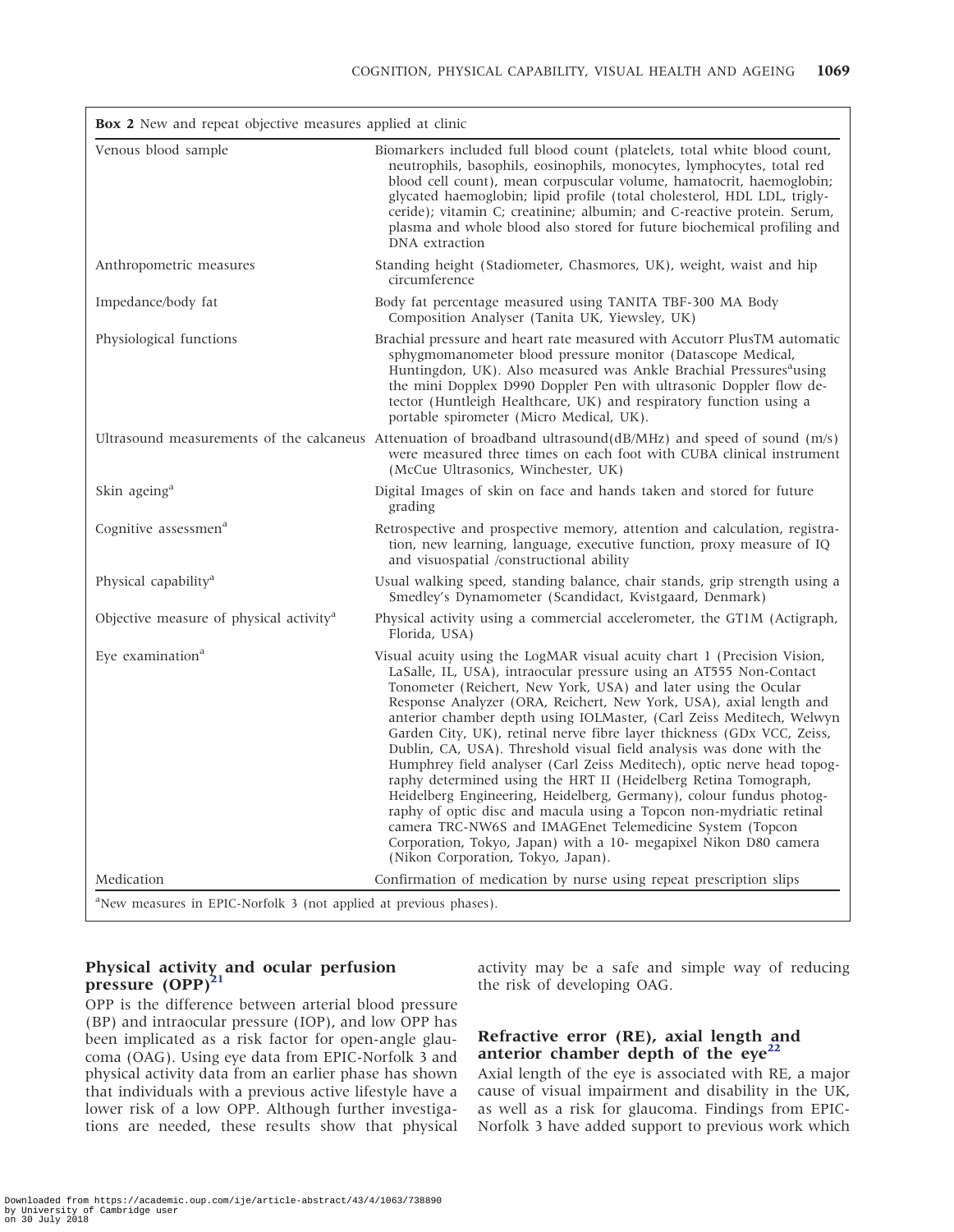**Box 2** New and repeat objective measures applied at clinic

| | |
|---|---|
| Venous blood sample | Biomarkers included full blood count (platelets, total white blood count, neutrophils, basophils, eosinophils, monocytes, lymphocytes, total red blood cell count), mean corpuscular volume, hamatocrit, haemoglobin; glycated haemoglobin; lipid profile (total cholesterol, HDL LDL, triglyceride); vitamin C; creatinine; albumin; and C-reactive protein. Serum, plasma and whole blood also stored for future biochemical profiling and DNA extraction |
| Anthropometric measures | Standing height (Stadiometer, Chasmores, UK), weight, waist and hip circumference |
| Impedance/body fat | Body fat percentage measured using TANITA TBF-300 MA Body Composition Analyser (Tanita UK, Yiewsley, UK) |
| Physiological functions | Brachial pressure and heart rate measured with Accutorr PlusTM automatic sphygmomanometer blood pressure monitor (Datascope Medical, Huntingdon, UK). Also measured was Ankle Brachial Pressures[a]using the mini Dopplex D990 Doppler Pen with ultrasonic Doppler flow detector (Huntleigh Healthcare, UK) and respiratory function using a portable spirometer (Micro Medical, UK). |
| Ultrasound measurements of the calcaneus | Attenuation of broadband ultrasound(dB/MHz) and speed of sound (m/s) were measured three times on each foot with CUBA clinical instrument (McCue Ultrasonics, Winchester, UK) |
| Skin ageing[a] | Digital Images of skin on face and hands taken and stored for future grading |
| Cognitive assessmen[a] | Retrospective and prospective memory, attention and calculation, registration, new learning, language, executive function, proxy measure of IQ and visuospatial /constructional ability |
| Physical capability[a] | Usual walking speed, standing balance, chair stands, grip strength using a Smedley's Dynamometer (Scandidact, Kvistgaard, Denmark) |
| Objective measure of physical activity[a] | Physical activity using a commercial accelerometer, the GT1M (Actigraph, Florida, USA) |
| Eye examination[a] | Visual acuity using the LogMAR visual acuity chart 1 (Precision Vision, LaSalle, IL, USA), intraocular pressure using an AT555 Non-Contact Tonometer (Reichert, New York, USA) and later using the Ocular Response Analyzer (ORA, Reichert, New York, USA), axial length and anterior chamber depth using IOLMaster, (Carl Zeiss Meditech, Welwyn Garden City, UK), retinal nerve fibre layer thickness (GDx VCC, Zeiss, Dublin, CA, USA). Threshold visual field analysis was done with the Humphrey field analyser (Carl Zeiss Meditech), optic nerve head topography determined using the HRT II (Heidelberg Retina Tomograph, Heidelberg Engineering, Heidelberg, Germany), colour fundus photography of optic disc and macula using a Topcon non-mydriatic retinal camera TRC-NW6S and IMAGEnet Telemedicine System (Topcon Corporation, Tokyo, Japan) with a 10- megapixel Nikon D80 camera (Nikon Corporation, Tokyo, Japan). |
| Medication | Confirmation of medication by nurse using repeat prescription slips |

[a]New measures in EPIC-Norfolk 3 (not applied at previous phases).

### Physical activity and ocular perfusion pressure (OPP)[21]

OPP is the difference between arterial blood pressure (BP) and intraocular pressure (IOP), and low OPP has been implicated as a risk factor for open-angle glaucoma (OAG). Using eye data from EPIC-Norfolk 3 and physical activity data from an earlier phase has shown that individuals with a previous active lifestyle have a lower risk of a low OPP. Although further investigations are needed, these results show that physical activity may be a safe and simple way of reducing the risk of developing OAG.

### Refractive error (RE), axial length and anterior chamber depth of the eye[22]

Axial length of the eye is associated with RE, a major cause of visual impairment and disability in the UK, as well as a risk for glaucoma. Findings from EPIC-Norfolk 3 have added support to previous work which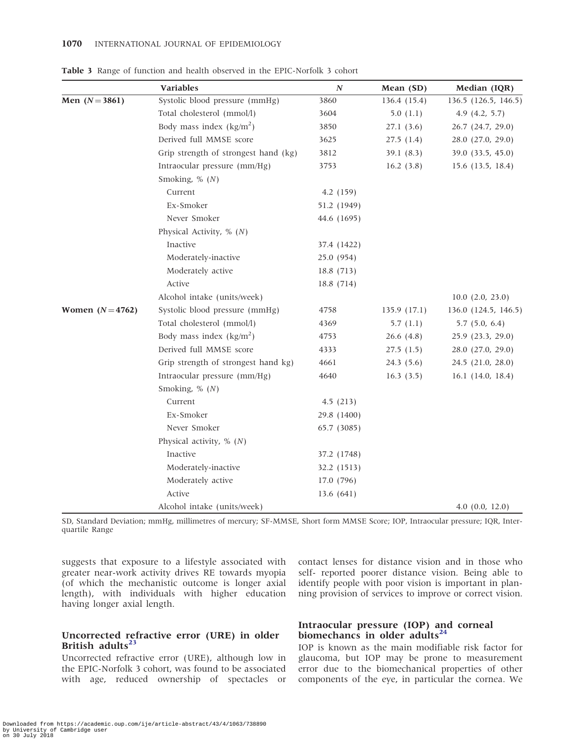**Table 3** Range of function and health observed in the EPIC-Norfolk 3 cohort

| | Variables | $N$ | Mean (SD) | Median (IQR) |
|---|---|---|---|---|
| **Men (N = 3861)** | Systolic blood pressure (mmHg) | 3860 | 136.4 (15.4) | 136.5 (126.5, 146.5) |
| | Total cholesterol (mmol/l) | 3604 | 5.0 (1.1) | 4.9 (4.2, 5.7) |
| | Body mass index (kg/m$^2$) | 3850 | 27.1 (3.6) | 26.7 (24.7, 29.0) |
| | Derived full MMSE score | 3625 | 27.5 (1.4) | 28.0 (27.0, 29.0) |
| | Grip strength of strongest hand (kg) | 3812 | 39.1 (8.3) | 39.0 (33.5, 45.0) |
| | Intraocular pressure (mm/Hg) | 3753 | 16.2 (3.8) | 15.6 (13.5, 18.4) |
| | Smoking, % ($N$) | | | |
| | Current | 4.2 (159) | | |
| | Ex-Smoker | 51.2 (1949) | | |
| | Never Smoker | 44.6 (1695) | | |
| | Physical Activity, % ($N$) | | | |
| | Inactive | 37.4 (1422) | | |
| | Moderately-inactive | 25.0 (954) | | |
| | Moderately active | 18.8 (713) | | |
| | Active | 18.8 (714) | | |
| | Alcohol intake (units/week) | | | 10.0 (2.0, 23.0) |
| **Women (N = 4762)** | Systolic blood pressure (mmHg) | 4758 | 135.9 (17.1) | 136.0 (124.5, 146.5) |
| | Total cholesterol (mmol/l) | 4369 | 5.7 (1.1) | 5.7 (5.0, 6.4) |
| | Body mass index (kg/m$^2$) | 4753 | 26.6 (4.8) | 25.9 (23.3, 29.0) |
| | Derived full MMSE score | 4333 | 27.5 (1.5) | 28.0 (27.0, 29.0) |
| | Grip strength of strongest hand kg) | 4661 | 24.3 (5.6) | 24.5 (21.0, 28.0) |
| | Intraocular pressure (mm/Hg) | 4640 | 16.3 (3.5) | 16.1 (14.0, 18.4) |
| | Smoking, % ($N$) | | | |
| | Current | 4.5 (213) | | |
| | Ex-Smoker | 29.8 (1400) | | |
| | Never Smoker | 65.7 (3085) | | |
| | Physical activity, % ($N$) | | | |
| | Inactive | 37.2 (1748) | | |
| | Moderately-inactive | 32.2 (1513) | | |
| | Moderately active | 17.0 (796) | | |
| | Active | 13.6 (641) | | |
| | Alcohol intake (units/week) | | | 4.0 (0.0, 12.0) |

SD, Standard Deviation; mmHg, millimetres of mercury; SF-MMSE, Short form MMSE Score; IOP, Intraocular pressure; IQR, Inter-quartile Range

suggests that exposure to a lifestyle associated with greater near-work activity drives RE towards myopia (of which the mechanistic outcome is longer axial length), with individuals with higher education having longer axial length.

### Uncorrected refractive error (URE) in older British adults[23]

Uncorrected refractive error (URE), although low in the EPIC-Norfolk 3 cohort, was found to be associated with age, reduced ownership of spectacles or contact lenses for distance vision and in those who self- reported poorer distance vision. Being able to identify people with poor vision is important in planning provision of services to improve or correct vision.

### Intraocular pressure (IOP) and corneal biomechancs in older adults[24]

IOP is known as the main modifiable risk factor for glaucoma, but IOP may be prone to measurement error due to the biomechanical properties of other components of the eye, in particular the cornea. We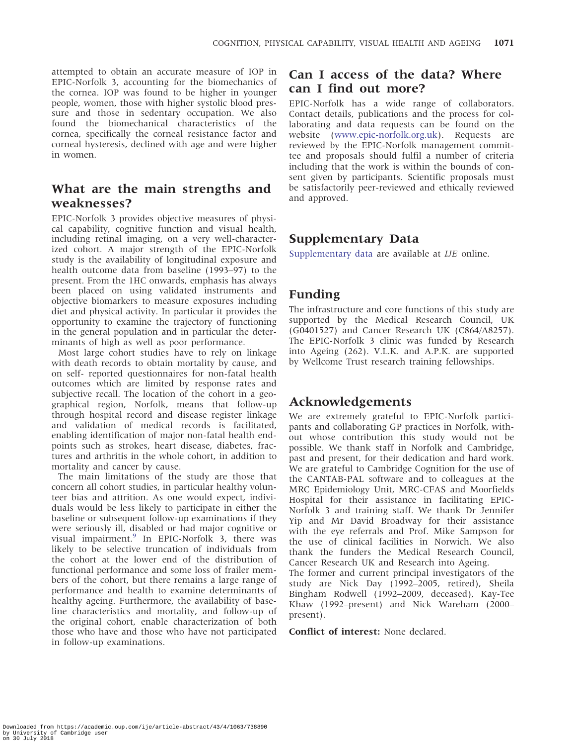attempted to obtain an accurate measure of IOP in EPIC-Norfolk 3, accounting for the biomechanics of the cornea. IOP was found to be higher in younger people, women, those with higher systolic blood pressure and those in sedentary occupation. We also found the biomechanical characteristics of the cornea, specifically the corneal resistance factor and corneal hysteresis, declined with age and were higher in women.

## What are the main strengths and weaknesses?

EPIC-Norfolk 3 provides objective measures of physical capability, cognitive function and visual health, including retinal imaging, on a very well-characterized cohort. A major strength of the EPIC-Norfolk study is the availability of longitudinal exposure and health outcome data from baseline (1993–97) to the present. From the 1HC onwards, emphasis has always been placed on using validated instruments and objective biomarkers to measure exposures including diet and physical activity. In particular it provides the opportunity to examine the trajectory of functioning in the general population and in particular the determinants of high as well as poor performance.

Most large cohort studies have to rely on linkage with death records to obtain mortality by cause, and on self- reported questionnaires for non-fatal health outcomes which are limited by response rates and subjective recall. The location of the cohort in a geographical region, Norfolk, means that follow-up through hospital record and disease register linkage and validation of medical records is facilitated, enabling identification of major non-fatal health endpoints such as strokes, heart disease, diabetes, fractures and arthritis in the whole cohort, in addition to mortality and cancer by cause.

The main limitations of the study are those that concern all cohort studies, in particular healthy volunteer bias and attrition. As one would expect, individuals would be less likely to participate in either the baseline or subsequent follow-up examinations if they were seriously ill, disabled or had major cognitive or visual impairment.[9] In EPIC-Norfolk 3, there was likely to be selective truncation of individuals from the cohort at the lower end of the distribution of functional performance and some loss of frailer members of the cohort, but there remains a large range of performance and health to examine determinants of healthy ageing. Furthermore, the availability of baseline characteristics and mortality, and follow-up of the original cohort, enable characterization of both those who have and those who have not participated in follow-up examinations.

## Can I access of the data? Where can I find out more?

EPIC-Norfolk has a wide range of collaborators. Contact details, publications and the process for collaborating and data requests can be found on the website (www.epic-norfolk.org.uk). Requests are reviewed by the EPIC-Norfolk management committee and proposals should fulfil a number of criteria including that the work is within the bounds of consent given by participants. Scientific proposals must be satisfactorily peer-reviewed and ethically reviewed and approved.

## Supplementary Data

Supplementary data are available at *IJE* online.

## Funding

The infrastructure and core functions of this study are supported by the Medical Research Council, UK (G0401527) and Cancer Research UK (C864/A8257). The EPIC-Norfolk 3 clinic was funded by Research into Ageing (262). V.L.K. and A.P.K. are supported by Wellcome Trust research training fellowships.

## Acknowledgements

We are extremely grateful to EPIC-Norfolk participants and collaborating GP practices in Norfolk, without whose contribution this study would not be possible. We thank staff in Norfolk and Cambridge, past and present, for their dedication and hard work. We are grateful to Cambridge Cognition for the use of the CANTAB-PAL software and to colleagues at the MRC Epidemiology Unit, MRC-CFAS and Moorfields Hospital for their assistance in facilitating EPIC-Norfolk 3 and training staff. We thank Dr Jennifer Yip and Mr David Broadway for their assistance with the eye referrals and Prof. Mike Sampson for the use of clinical facilities in Norwich. We also thank the funders the Medical Research Council, Cancer Research UK and Research into Ageing.

The former and current principal investigators of the study are Nick Day (1992–2005, retired), Sheila Bingham Rodwell (1992–2009, deceased), Kay-Tee Khaw (1992–present) and Nick Wareham (2000–present).

**Conflict of interest:** None declared.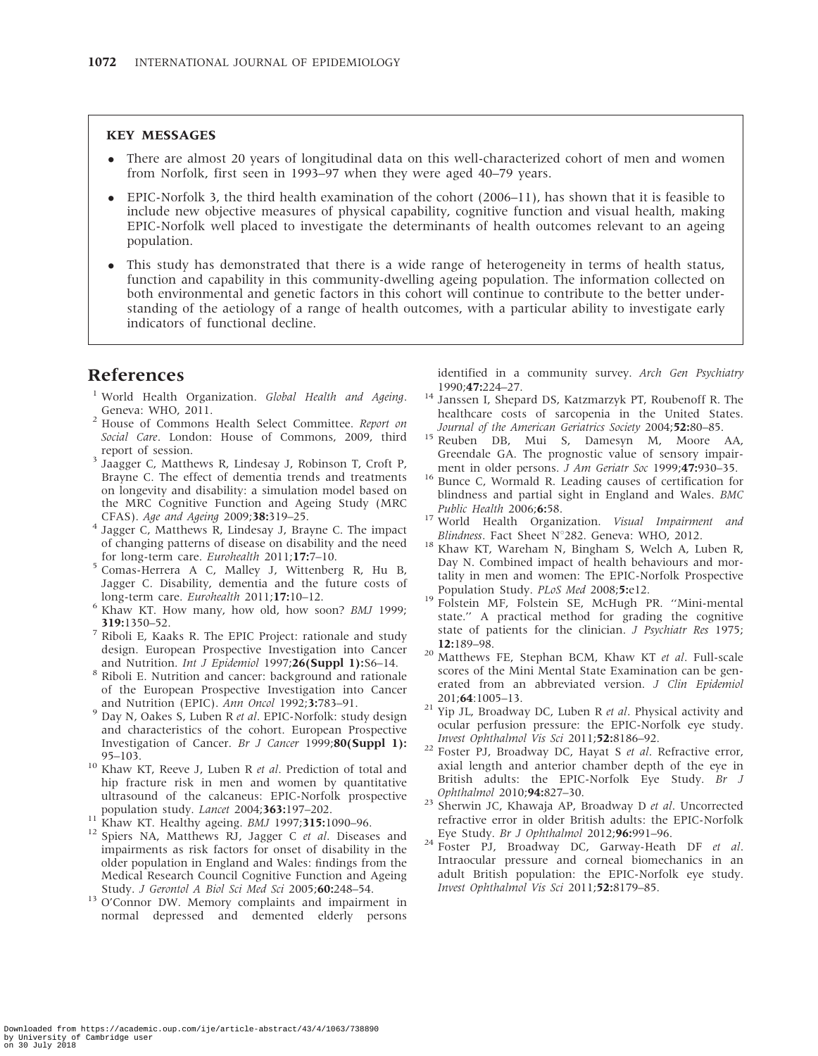### KEY MESSAGES

- There are almost 20 years of longitudinal data on this well-characterized cohort of men and women from Norfolk, first seen in 1993–97 when they were aged 40–79 years.
- EPIC-Norfolk 3, the third health examination of the cohort (2006–11), has shown that it is feasible to include new objective measures of physical capability, cognitive function and visual health, making EPIC-Norfolk well placed to investigate the determinants of health outcomes relevant to an ageing population.
- This study has demonstrated that there is a wide range of heterogeneity in terms of health status, function and capability in this community-dwelling ageing population. The information collected on both environmental and genetic factors in this cohort will continue to contribute to the better understanding of the aetiology of a range of health outcomes, with a particular ability to investigate early indicators of functional decline.

## References

1. World Health Organization. *Global Health and Ageing*. Geneva: WHO, 2011.
2. House of Commons Health Select Committee. *Report on Social Care*. London: House of Commons, 2009, third report of session.
3. Jaagger C, Matthews R, Lindesay J, Robinson T, Croft P, Brayne C. The effect of dementia trends and treatments on longevity and disability: a simulation model based on the MRC Cognitive Function and Ageing Study (MRC CFAS). *Age and Ageing* 2009;**38:**319–25.
4. Jagger C, Matthews R, Lindesay J, Brayne C. The impact of changing patterns of disease on disability and the need for long-term care. *Eurohealth* 2011;**17:**7–10.
5. Comas-Herrera A C, Malley J, Wittenberg R, Hu B, Jagger C. Disability, dementia and the future costs of long-term care. *Eurohealth* 2011;**17:**10–12.
6. Khaw KT. How many, how old, how soon? *BMJ* 1999; **319:**1350–52.
7. Riboli E, Kaaks R. The EPIC Project: rationale and study design. European Prospective Investigation into Cancer and Nutrition. *Int J Epidemiol* 1997;**26(Suppl 1):**S6–14.
8. Riboli E. Nutrition and cancer: background and rationale of the European Prospective Investigation into Cancer and Nutrition (EPIC). *Ann Oncol* 1992;**3:**783–91.
9. Day N, Oakes S, Luben R *et al*. EPIC-Norfolk: study design and characteristics of the cohort. European Prospective Investigation of Cancer. *Br J Cancer* 1999;**80(Suppl 1):** 95–103.
10. Khaw KT, Reeve J, Luben R *et al*. Prediction of total and hip fracture risk in men and women by quantitative ultrasound of the calcaneus: EPIC-Norfolk prospective population study. *Lancet* 2004;**363:**197–202.
11. Khaw KT. Healthy ageing. *BMJ* 1997;**315:**1090–96.
12. Spiers NA, Matthews RJ, Jagger C *et al*. Diseases and impairments as risk factors for onset of disability in the older population in England and Wales: findings from the Medical Research Council Cognitive Function and Ageing Study. *J Gerontol A Biol Sci Med Sci* 2005;**60:**248–54.
13. O'Connor DW. Memory complaints and impairment in normal depressed and demented elderly persons identified in a community survey. *Arch Gen Psychiatry* 1990;**47:**224–27.
14. Janssen I, Shepard DS, Katzmarzyk PT, Roubenoff R. The healthcare costs of sarcopenia in the United States. *Journal of the American Geriatrics Society* 2004;**52:**80–85.
15. Reuben DB, Mui S, Damesyn M, Moore AA, Greendale GA. The prognostic value of sensory impairment in older persons. *J Am Geriatr Soc* 1999;**47:**930–35.
16. Bunce C, Wormald R. Leading causes of certification for blindness and partial sight in England and Wales. *BMC Public Health* 2006;**6:**58.
17. World Health Organization. *Visual Impairment and Blindness*. Fact Sheet N°282. Geneva: WHO, 2012.
18. Khaw KT, Wareham N, Bingham S, Welch A, Luben R, Day N. Combined impact of health behaviours and mortality in men and women: The EPIC-Norfolk Prospective Population Study. *PLoS Med* 2008;**5:**e12.
19. Folstein MF, Folstein SE, McHugh PR. ''Mini-mental state.'' A practical method for grading the cognitive state of patients for the clinician. *J Psychiatr Res* 1975; **12:**189–98.
20. Matthews FE, Stephan BCM, Khaw KT *et al*. Full-scale scores of the Mini Mental State Examination can be generated from an abbreviated version. *J Clin Epidemiol* 201;**64**:1005–13.
21. Yip JL, Broadway DC, Luben R *et al*. Physical activity and ocular perfusion pressure: the EPIC-Norfolk eye study. *Invest Ophthalmol Vis Sci* 2011;**52:**8186–92.
22. Foster PJ, Broadway DC, Hayat S *et al*. Refractive error, axial length and anterior chamber depth of the eye in British adults: the EPIC-Norfolk Eye Study. *Br J Ophthalmol* 2010;**94:**827–30.
23. Sherwin JC, Khawaja AP, Broadway D *et al*. Uncorrected refractive error in older British adults: the EPIC-Norfolk Eye Study. *Br J Ophthalmol* 2012;**96:**991–96.
24. Foster PJ, Broadway DC, Garway-Heath DF *et al*. Intraocular pressure and corneal biomechanics in an adult British population: the EPIC-Norfolk eye study. *Invest Ophthalmol Vis Sci* 2011;**52:**8179–85.